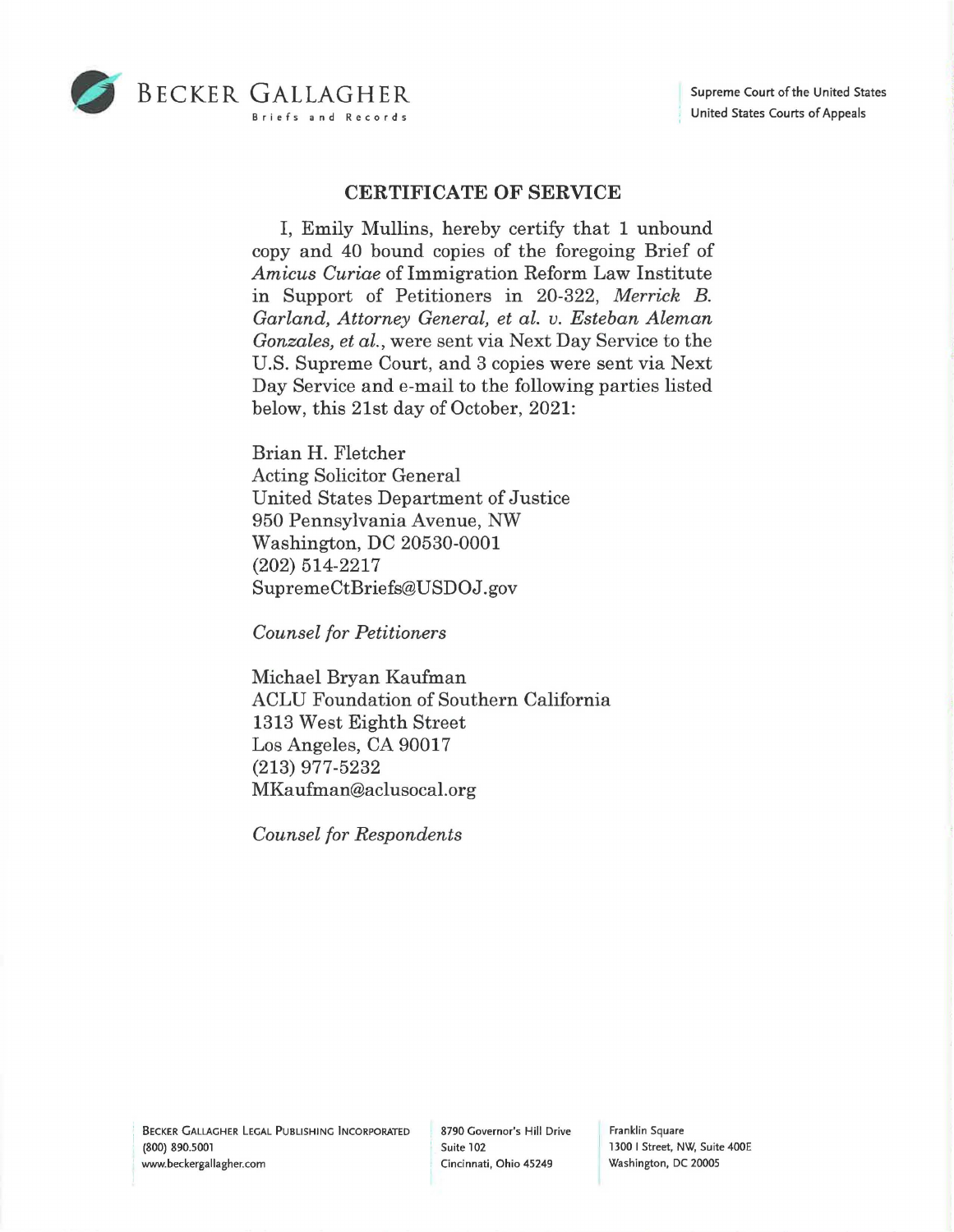BECKER GALLAGHER
Briefs and Records

Supreme Court of the United States
United States Courts of Appeals

## CERTIFICATE OF SERVICE

I, Emily Mullins, hereby certify that 1 unbound copy and 40 bound copies of the foregoing Brief of *Amicus Curiae* of Immigration Reform Law Institute in Support of Petitioners in 20-322, *Merrick B. Garland, Attorney General, et al. v. Esteban Aleman Gonzales, et al.*, were sent via Next Day Service to the U.S. Supreme Court, and 3 copies were sent via Next Day Service and e-mail to the following parties listed below, this 21st day of October, 2021:

Brian H. Fletcher
Acting Solicitor General
United States Department of Justice
950 Pennsylvania Avenue, NW
Washington, DC 20530-0001
(202) 514-2217
SupremeCtBriefs@USDOJ.gov

*Counsel for Petitioners*

Michael Bryan Kaufman
ACLU Foundation of Southern California
1313 West Eighth Street
Los Angeles, CA 90017
(213) 977-5232
MKaufman@aclusocal.org

*Counsel for Respondents*

BECKER GALLAGHER LEGAL PUBLISHING INCORPORATED
(800) 890.5001
www.beckergallagher.com

8790 Governor's Hill Drive
Suite 102
Cincinnati, Ohio 45249

Franklin Square
1300 I Street, NW, Suite 400E
Washington, DC 20005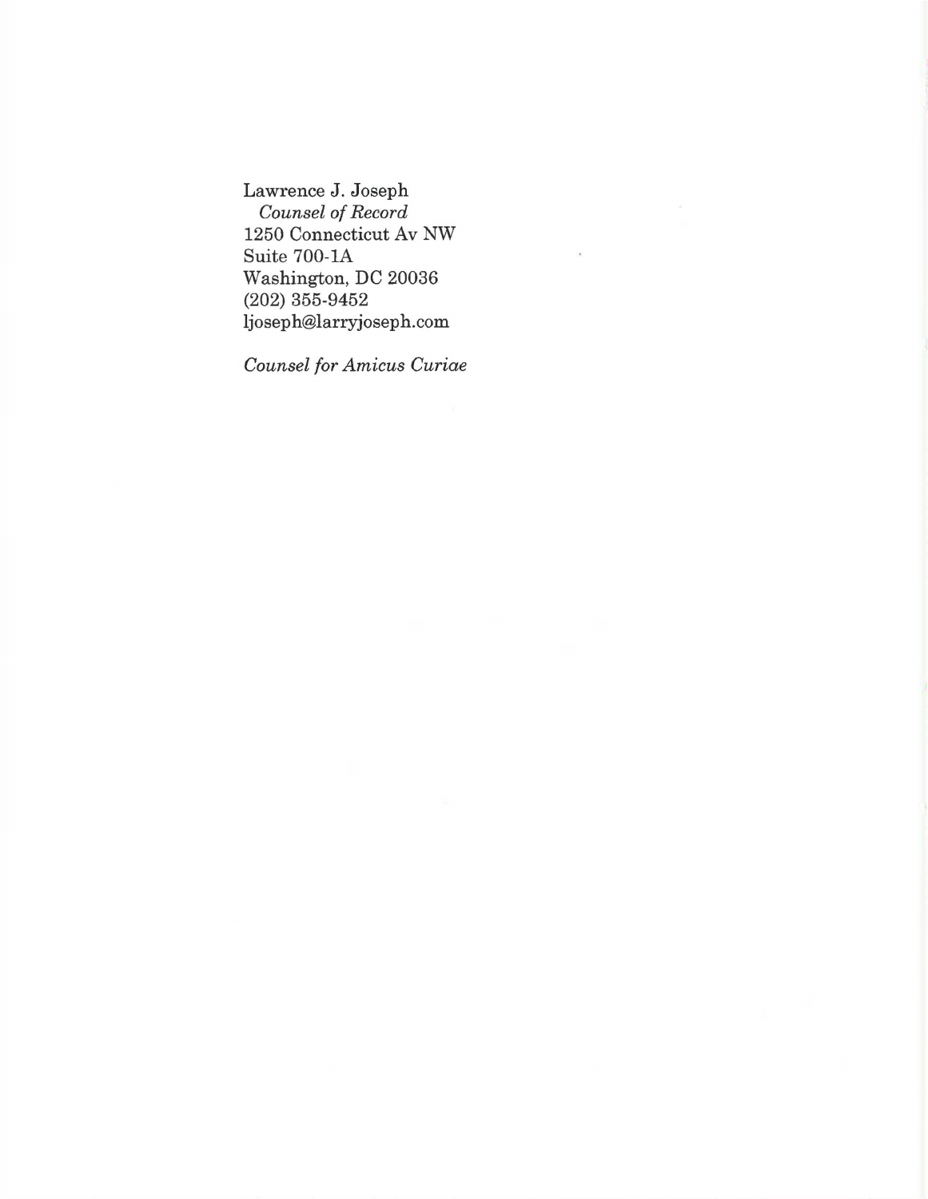Lawrence J. Joseph
*Counsel of Record*
1250 Connecticut Av NW
Suite 700-1A
Washington, DC 20036
(202) 355-9452
ljoseph@larryjoseph.com

*Counsel for Amicus Curiae*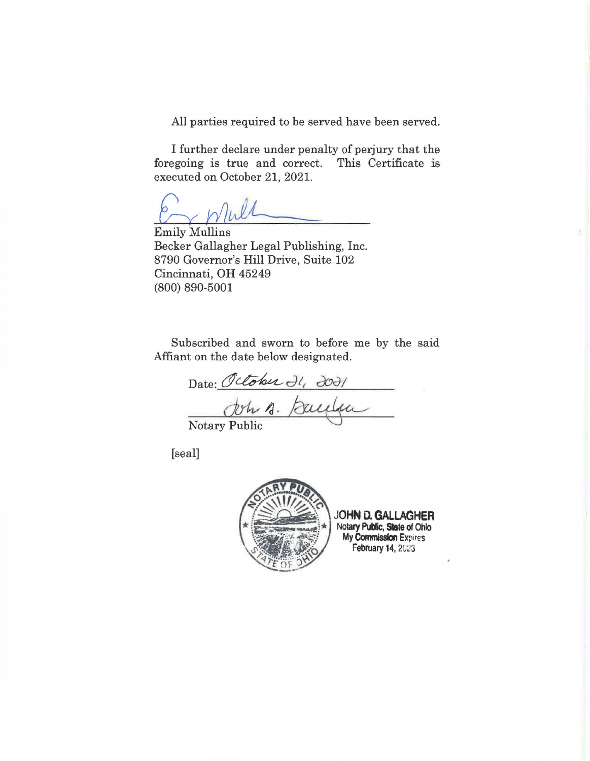All parties required to be served have been served.

I further declare under penalty of perjury that the foregoing is true and correct. This Certificate is executed on October 21, 2021.

Emily Mullins
Becker Gallagher Legal Publishing, Inc.
8790 Governor's Hill Drive, Suite 102
Cincinnati, OH 45249
(800) 890-5001

Subscribed and sworn to before me by the said Affiant on the date below designated.

Date: October 21, 2021

Notary Public

[seal]

JOHN D. GALLAGHER
Notary Public, State of Ohio
My Commission Expires
February 14, 2023